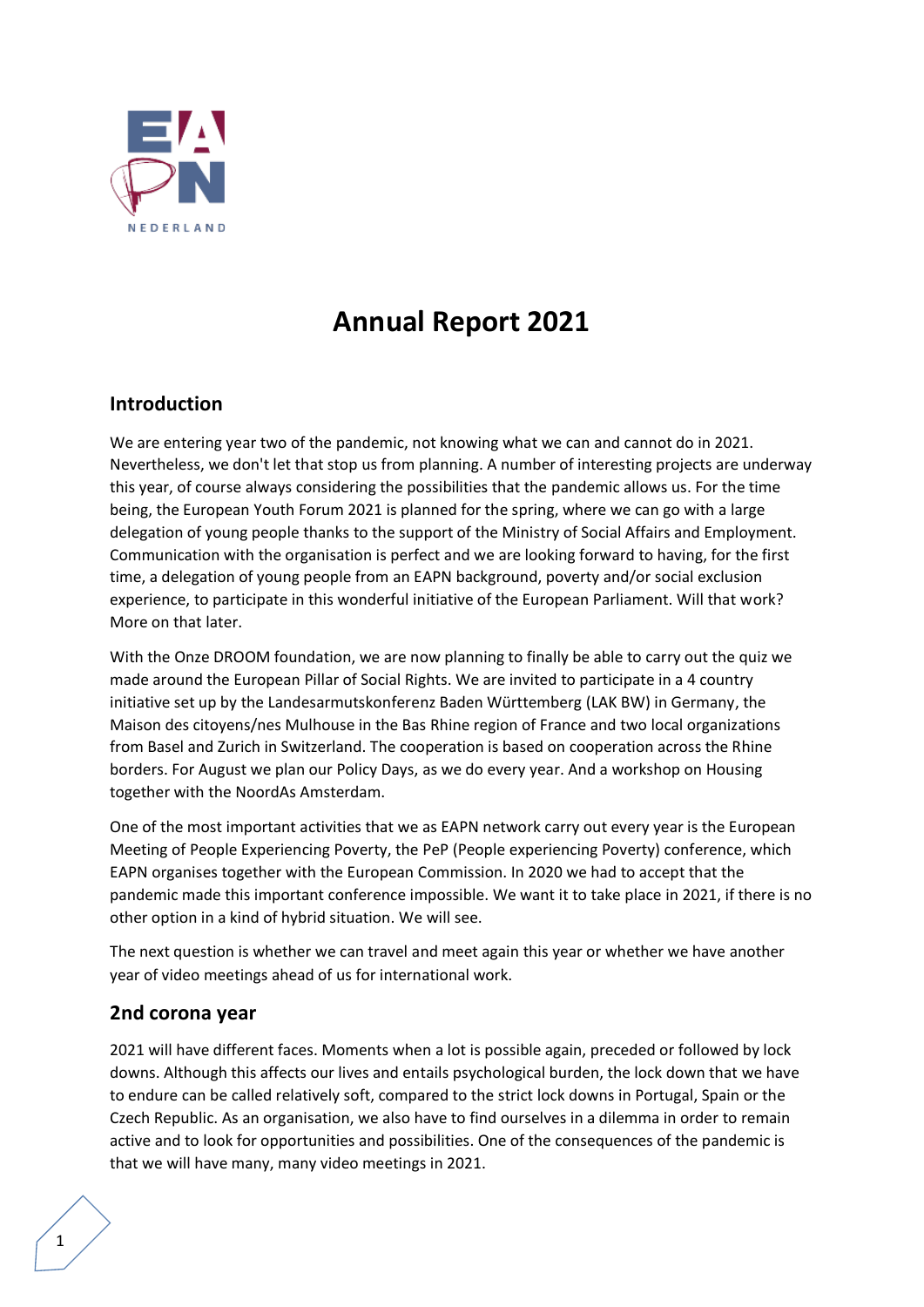# Annual Report 2021

## Introduction

We are entering year two of the pandemic, not knowing what we can and cannot do in 2021. Nevertheless, we don't let that stop us from planning. A number of interesting projects are underway this year, of course always considering the possibilities that the pandemic allows us. For the time being, the European Youth Forum 2021 is planned for the spring, where we can go with a large delegation of young people thanks to the support of the Ministry of Social Affairs and Employment. Communication with the organisation is perfect and we are looking forward to having, for the first time, a delegation of young people from an EAPN background, poverty and/or social exclusion experience, to participate in this wonderful initiative of the European Parliament. Will that work? More on that later.

With the Onze DROOM foundation, we are now planning to finally be able to carry out the quiz we made around the European Pillar of Social Rights. We are invited to participate in a 4 country initiative set up by the Landesarmutskonferenz Baden Württemberg (LAK BW) in Germany, the Maison des citoyens/nes Mulhouse in the Bas Rhine region of France and two local organizations from Basel and Zurich in Switzerland. The cooperation is based on cooperation across the Rhine borders. For August we plan our Policy Days, as we do every year. And a workshop on Housing together with the NoordAs Amsterdam.

One of the most important activities that we as EAPN network carry out every year is the European Meeting of People Experiencing Poverty, the PeP (People experiencing Poverty) conference, which EAPN organises together with the European Commission. In 2020 we had to accept that the pandemic made this important conference impossible. We want it to take place in 2021, if there is no other option in a kind of hybrid situation. We will see.

The next question is whether we can travel and meet again this year or whether we have another year of video meetings ahead of us for international work.

## 2nd corona year

2021 will have different faces. Moments when a lot is possible again, preceded or followed by lock downs. Although this affects our lives and entails psychological burden, the lock down that we have to endure can be called relatively soft, compared to the strict lock downs in Portugal, Spain or the Czech Republic. As an organisation, we also have to find ourselves in a dilemma in order to remain active and to look for opportunities and possibilities. One of the consequences of the pandemic is that we will have many, many video meetings in 2021.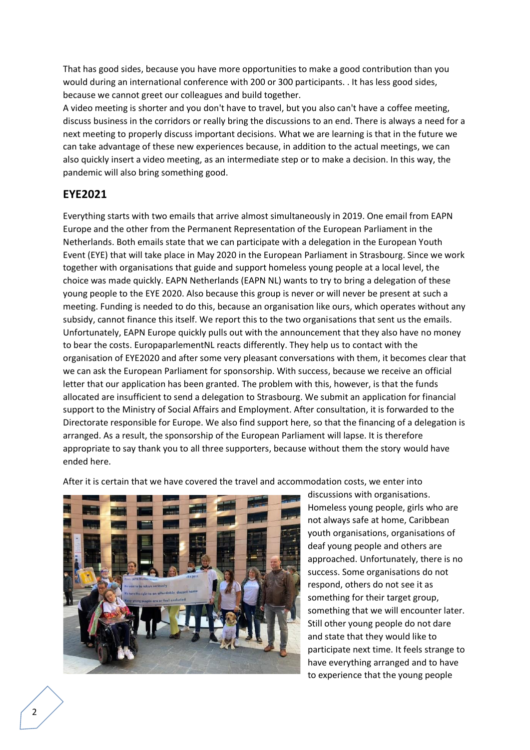That has good sides, because you have more opportunities to make a good contribution than you would during an international conference with 200 or 300 participants. . It has less good sides, because we cannot greet our colleagues and build together.

A video meeting is shorter and you don't have to travel, but you also can't have a coffee meeting, discuss business in the corridors or really bring the discussions to an end. There is always a need for a next meeting to properly discuss important decisions. What we are learning is that in the future we can take advantage of these new experiences because, in addition to the actual meetings, we can also quickly insert a video meeting, as an intermediate step or to make a decision. In this way, the pandemic will also bring something good.

## EYE2021

Everything starts with two emails that arrive almost simultaneously in 2019. One email from EAPN Europe and the other from the Permanent Representation of the European Parliament in the Netherlands. Both emails state that we can participate with a delegation in the European Youth Event (EYE) that will take place in May 2020 in the European Parliament in Strasbourg. Since we work together with organisations that guide and support homeless young people at a local level, the choice was made quickly. EAPN Netherlands (EAPN NL) wants to try to bring a delegation of these young people to the EYE 2020. Also because this group is never or will never be present at such a meeting. Funding is needed to do this, because an organisation like ours, which operates without any subsidy, cannot finance this itself. We report this to the two organisations that sent us the emails. Unfortunately, EAPN Europe quickly pulls out with the announcement that they also have no money to bear the costs. EuropaparlementNL reacts differently. They help us to contact with the organisation of EYE2020 and after some very pleasant conversations with them, it becomes clear that we can ask the European Parliament for sponsorship. With success, because we receive an official letter that our application has been granted. The problem with this, however, is that the funds allocated are insufficient to send a delegation to Strasbourg. We submit an application for financial support to the Ministry of Social Affairs and Employment. After consultation, it is forwarded to the Directorate responsible for Europe. We also find support here, so that the financing of a delegation is arranged. As a result, the sponsorship of the European Parliament will lapse. It is therefore appropriate to say thank you to all three supporters, because without them the story would have ended here.

After it is certain that we have covered the travel and accommodation costs, we enter into discussions with organisations. Homeless young people, girls who are not always safe at home, Caribbean youth organisations, organisations of deaf young people and others are approached. Unfortunately, there is no success. Some organisations do not respond, others do not see it as something for their target group, something that we will encounter later. Still other young people do not dare and state that they would like to participate next time. It feels strange to have everything arranged and to have to experience that the young people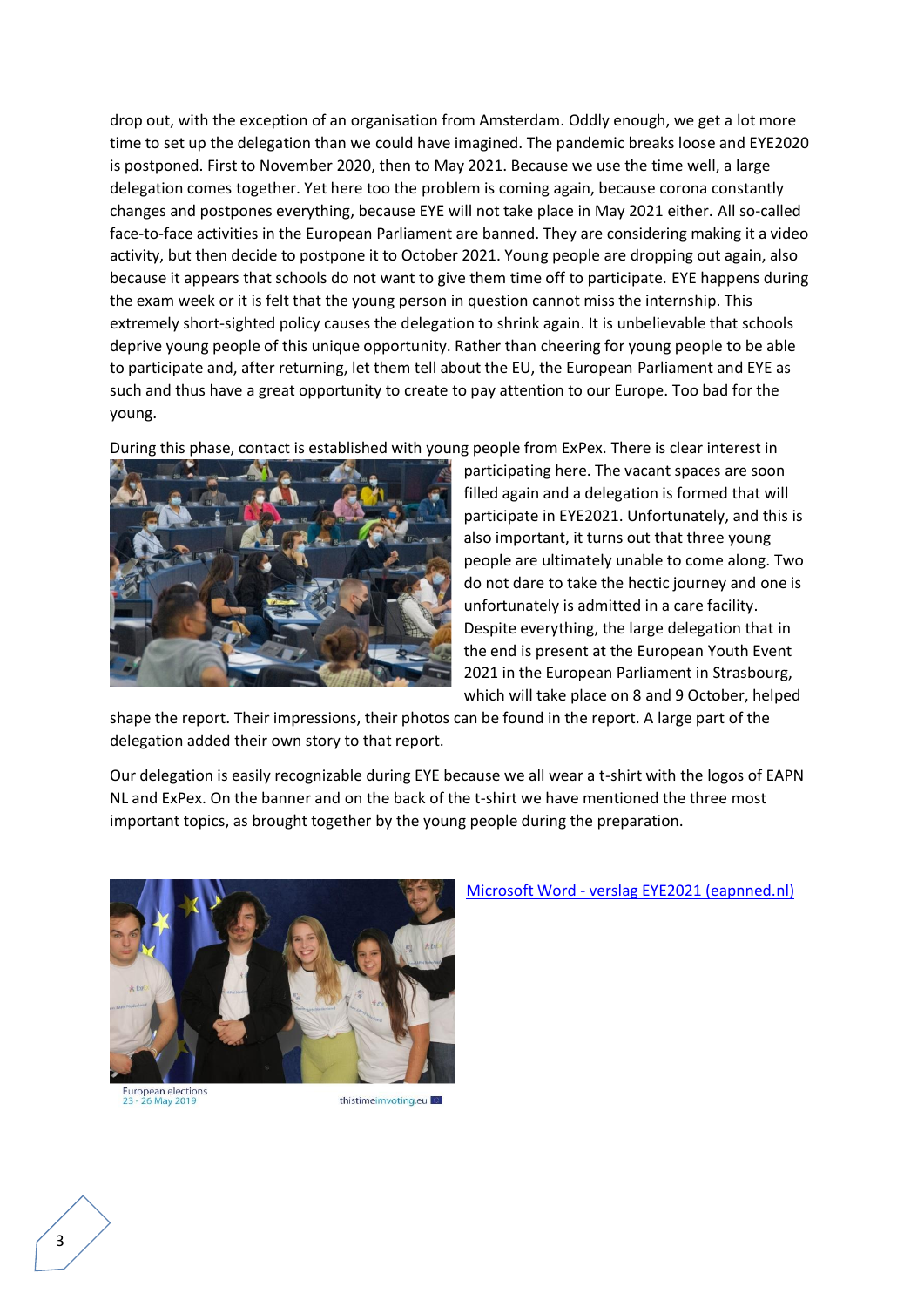drop out, with the exception of an organisation from Amsterdam. Oddly enough, we get a lot more time to set up the delegation than we could have imagined. The pandemic breaks loose and EYE2020 is postponed. First to November 2020, then to May 2021. Because we use the time well, a large delegation comes together. Yet here too the problem is coming again, because corona constantly changes and postpones everything, because EYE will not take place in May 2021 either. All so-called face-to-face activities in the European Parliament are banned. They are considering making it a video activity, but then decide to postpone it to October 2021. Young people are dropping out again, also because it appears that schools do not want to give them time off to participate. EYE happens during the exam week or it is felt that the young person in question cannot miss the internship. This extremely short-sighted policy causes the delegation to shrink again. It is unbelievable that schools deprive young people of this unique opportunity. Rather than cheering for young people to be able to participate and, after returning, let them tell about the EU, the European Parliament and EYE as such and thus have a great opportunity to create to pay attention to our Europe. Too bad for the young.

During this phase, contact is established with young people from ExPex. There is clear interest in participating here. The vacant spaces are soon filled again and a delegation is formed that will participate in EYE2021. Unfortunately, and this is also important, it turns out that three young people are ultimately unable to come along. Two do not dare to take the hectic journey and one is unfortunately is admitted in a care facility. Despite everything, the large delegation that in the end is present at the European Youth Event 2021 in the European Parliament in Strasbourg, which will take place on 8 and 9 October, helped shape the report. Their impressions, their photos can be found in the report. A large part of the delegation added their own story to that report.

Our delegation is easily recognizable during EYE because we all wear a t-shirt with the logos of EAPN NL and ExPex. On the banner and on the back of the t-shirt we have mentioned the three most important topics, as brought together by the young people during the preparation.

[Microsoft Word - verslag EYE2021 (eapnned.nl)](#)

European elections
23 - 26 May 2019

thistimeimvoting.eu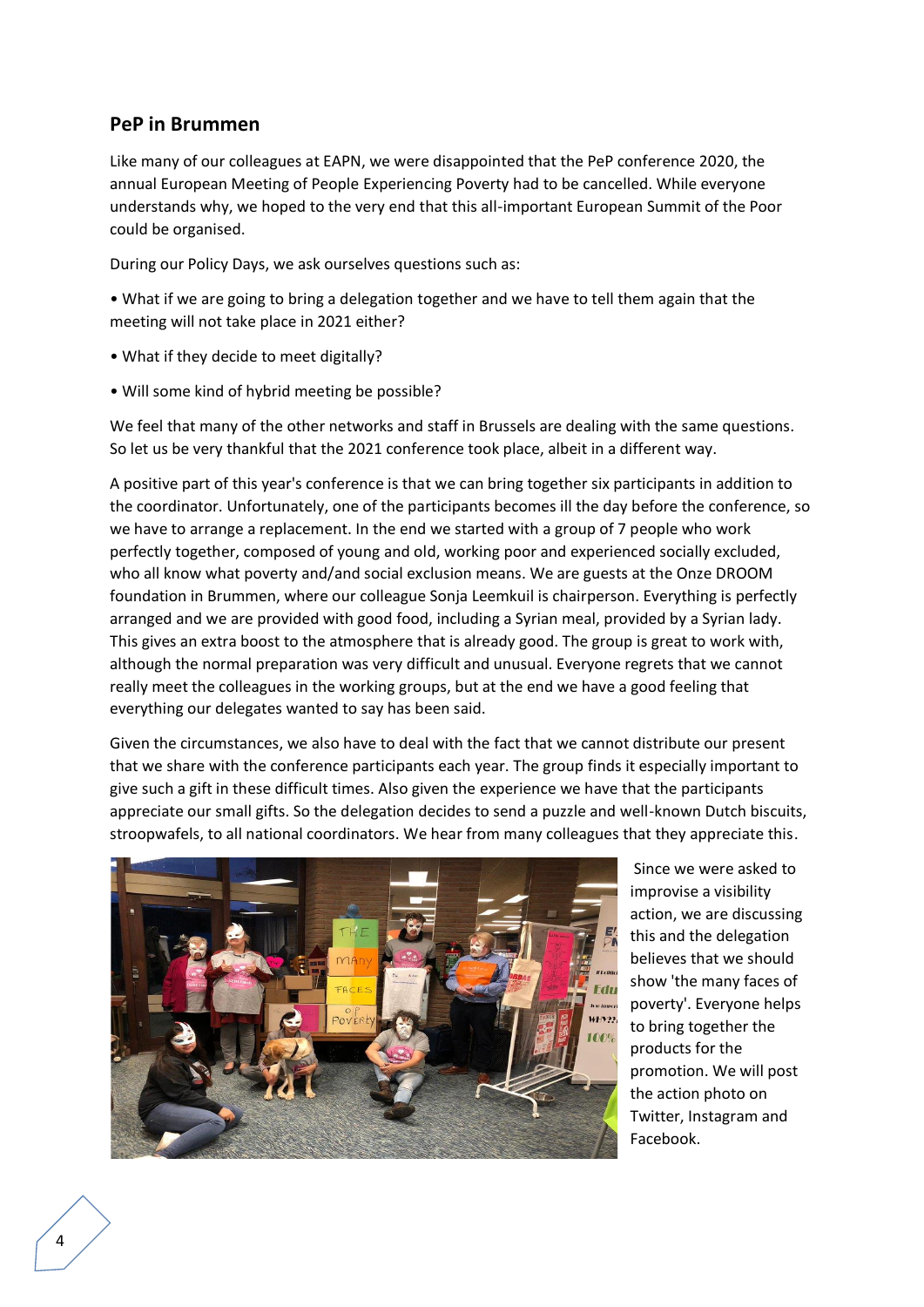## PeP in Brummen

Like many of our colleagues at EAPN, we were disappointed that the PeP conference 2020, the annual European Meeting of People Experiencing Poverty had to be cancelled. While everyone understands why, we hoped to the very end that this all-important European Summit of the Poor could be organised.

During our Policy Days, we ask ourselves questions such as:

• What if we are going to bring a delegation together and we have to tell them again that the meeting will not take place in 2021 either?

• What if they decide to meet digitally?

• Will some kind of hybrid meeting be possible?

We feel that many of the other networks and staff in Brussels are dealing with the same questions. So let us be very thankful that the 2021 conference took place, albeit in a different way.

A positive part of this year's conference is that we can bring together six participants in addition to the coordinator. Unfortunately, one of the participants becomes ill the day before the conference, so we have to arrange a replacement. In the end we started with a group of 7 people who work perfectly together, composed of young and old, working poor and experienced socially excluded, who all know what poverty and/and social exclusion means. We are guests at the Onze DROOM foundation in Brummen, where our colleague Sonja Leemkuil is chairperson. Everything is perfectly arranged and we are provided with good food, including a Syrian meal, provided by a Syrian lady. This gives an extra boost to the atmosphere that is already good. The group is great to work with, although the normal preparation was very difficult and unusual. Everyone regrets that we cannot really meet the colleagues in the working groups, but at the end we have a good feeling that everything our delegates wanted to say has been said.

Given the circumstances, we also have to deal with the fact that we cannot distribute our present that we share with the conference participants each year. The group finds it especially important to give such a gift in these difficult times. Also given the experience we have that the participants appreciate our small gifts. So the delegation decides to send a puzzle and well-known Dutch biscuits, stroopwafels, to all national coordinators. We hear from many colleagues that they appreciate this.

Since we were asked to improvise a visibility action, we are discussing this and the delegation believes that we should show 'the many faces of poverty'. Everyone helps to bring together the products for the promotion. We will post the action photo on Twitter, Instagram and Facebook.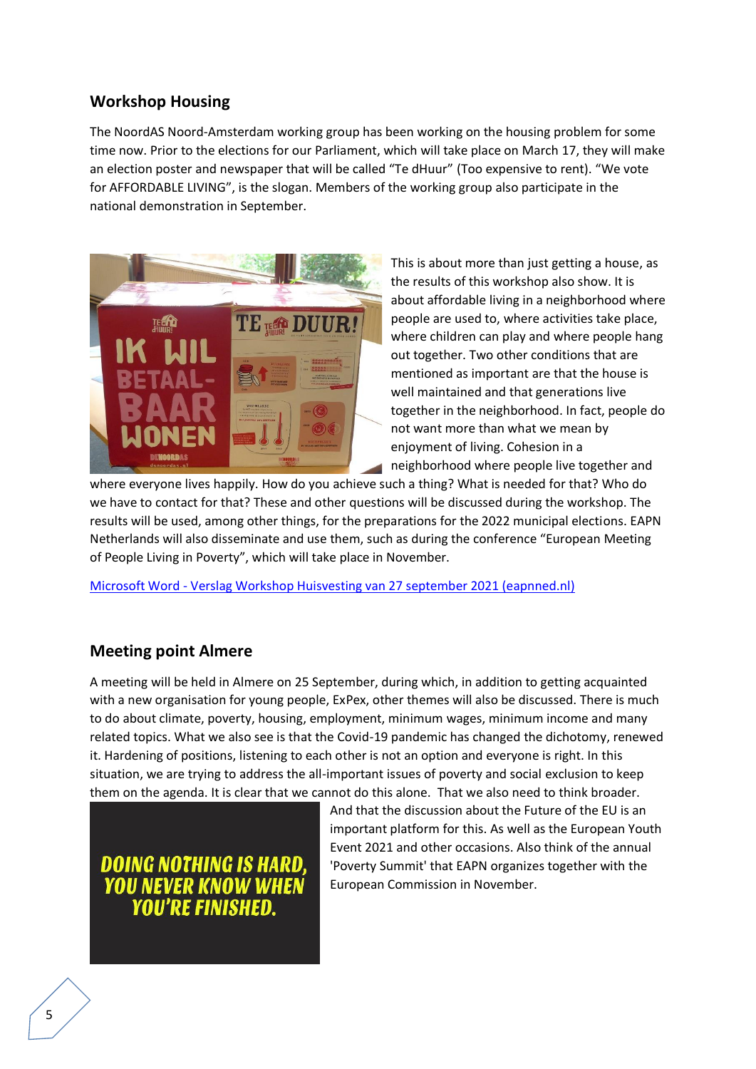## Workshop Housing

The NoordAS Noord-Amsterdam working group has been working on the housing problem for some time now. Prior to the elections for our Parliament, which will take place on March 17, they will make an election poster and newspaper that will be called “Te dHuur” (Too expensive to rent). “We vote for AFFORDABLE LIVING”, is the slogan. Members of the working group also participate in the national demonstration in September.

This is about more than just getting a house, as the results of this workshop also show. It is about affordable living in a neighborhood where people are used to, where activities take place, where children can play and where people hang out together. Two other conditions that are mentioned as important are that the house is well maintained and that generations live together in the neighborhood. In fact, people do not want more than what we mean by enjoyment of living. Cohesion in a neighborhood where people live together and where everyone lives happily. How do you achieve such a thing? What is needed for that? Who do we have to contact for that? These and other questions will be discussed during the workshop. The results will be used, among other things, for the preparations for the 2022 municipal elections. EAPN Netherlands will also disseminate and use them, such as during the conference “European Meeting of People Living in Poverty”, which will take place in November.

[Microsoft Word - Verslag Workshop Huisvesting van 27 september 2021 (eapnned.nl)]

## Meeting point Almere

A meeting will be held in Almere on 25 September, during which, in addition to getting acquainted with a new organisation for young people, ExPex, other themes will also be discussed. There is much to do about climate, poverty, housing, employment, minimum wages, minimum income and many related topics. What we also see is that the Covid-19 pandemic has changed the dichotomy, renewed it. Hardening of positions, listening to each other is not an option and everyone is right. In this situation, we are trying to address the all-important issues of poverty and social exclusion to keep them on the agenda. It is clear that we cannot do this alone. That we also need to think broader. And that the discussion about the Future of the EU is an important platform for this. As well as the European Youth Event 2021 and other occasions. Also think of the annual 'Poverty Summit' that EAPN organizes together with the European Commission in November.

DOING NOTHING IS HARD, YOU NEVER KNOW WHEN YOU'RE FINISHED.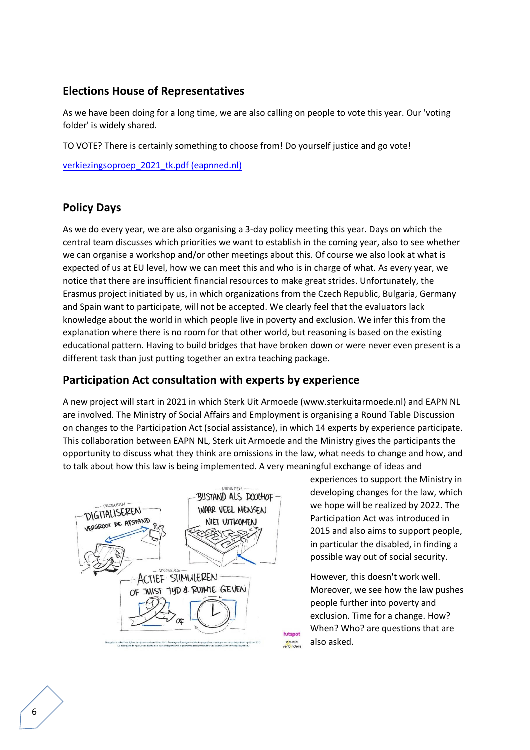## Elections House of Representatives

As we have been doing for a long time, we are also calling on people to vote this year. Our 'voting folder' is widely shared.

TO VOTE? There is certainly something to choose from! Do yourself justice and go vote!

[verkiezingsoproep_2021_tk.pdf (eapnned.nl)](verkiezingsoproep_2021_tk.pdf (eapnned.nl))

## Policy Days

As we do every year, we are also organising a 3-day policy meeting this year. Days on which the central team discusses which priorities we want to establish in the coming year, also to see whether we can organise a workshop and/or other meetings about this. Of course we also look at what is expected of us at EU level, how we can meet this and who is in charge of what. As every year, we notice that there are insufficient financial resources to make great strides. Unfortunately, the Erasmus project initiated by us, in which organizations from the Czech Republic, Bulgaria, Germany and Spain want to participate, will not be accepted. We clearly feel that the evaluators lack knowledge about the world in which people live in poverty and exclusion. We infer this from the explanation where there is no room for that other world, but reasoning is based on the existing educational pattern. Having to build bridges that have broken down or were never even present is a different task than just putting together an extra teaching package.

## Participation Act consultation with experts by experience

A new project will start in 2021 in which Sterk Uit Armoede (www.sterkuitarmoede.nl) and EAPN NL are involved. The Ministry of Social Affairs and Employment is organising a Round Table Discussion on changes to the Participation Act (social assistance), in which 14 experts by experience participate. This collaboration between EAPN NL, Sterk uit Armoede and the Ministry gives the participants the opportunity to discuss what they think are omissions in the law, what needs to change and how, and to talk about how this law is being implemented. A very meaningful exchange of ideas and experiences to support the Ministry in developing changes for the law, which we hope will be realized by 2022. The Participation Act was introduced in 2015 and also aims to support people, in particular the disabled, in finding a possible way out of social security.

However, this doesn't work well. Moreover, we see how the law pushes people further into poverty and exclusion. Time for a change. How? When? Who? are questions that are also asked.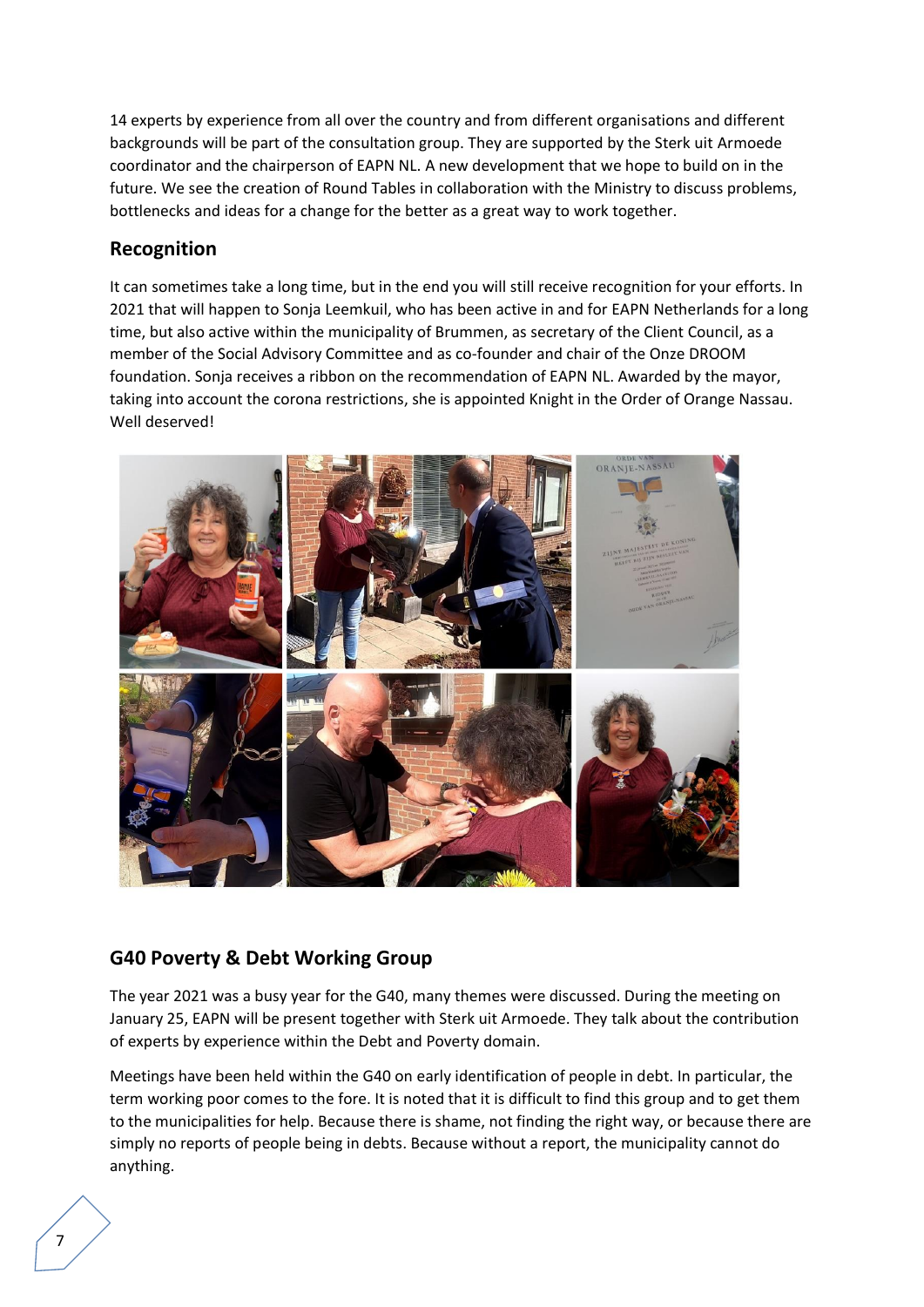14 experts by experience from all over the country and from different organisations and different backgrounds will be part of the consultation group. They are supported by the Sterk uit Armoede coordinator and the chairperson of EAPN NL. A new development that we hope to build on in the future. We see the creation of Round Tables in collaboration with the Ministry to discuss problems, bottlenecks and ideas for a change for the better as a great way to work together.

## Recognition

It can sometimes take a long time, but in the end you will still receive recognition for your efforts. In 2021 that will happen to Sonja Leemkuil, who has been active in and for EAPN Netherlands for a long time, but also active within the municipality of Brummen, as secretary of the Client Council, as a member of the Social Advisory Committee and as co-founder and chair of the Onze DROOM foundation. Sonja receives a ribbon on the recommendation of EAPN NL. Awarded by the mayor, taking into account the corona restrictions, she is appointed Knight in the Order of Orange Nassau. Well deserved!

## G40 Poverty & Debt Working Group

The year 2021 was a busy year for the G40, many themes were discussed. During the meeting on January 25, EAPN will be present together with Sterk uit Armoede. They talk about the contribution of experts by experience within the Debt and Poverty domain.

Meetings have been held within the G40 on early identification of people in debt. In particular, the term working poor comes to the fore. It is noted that it is difficult to find this group and to get them to the municipalities for help. Because there is shame, not finding the right way, or because there are simply no reports of people being in debts. Because without a report, the municipality cannot do anything.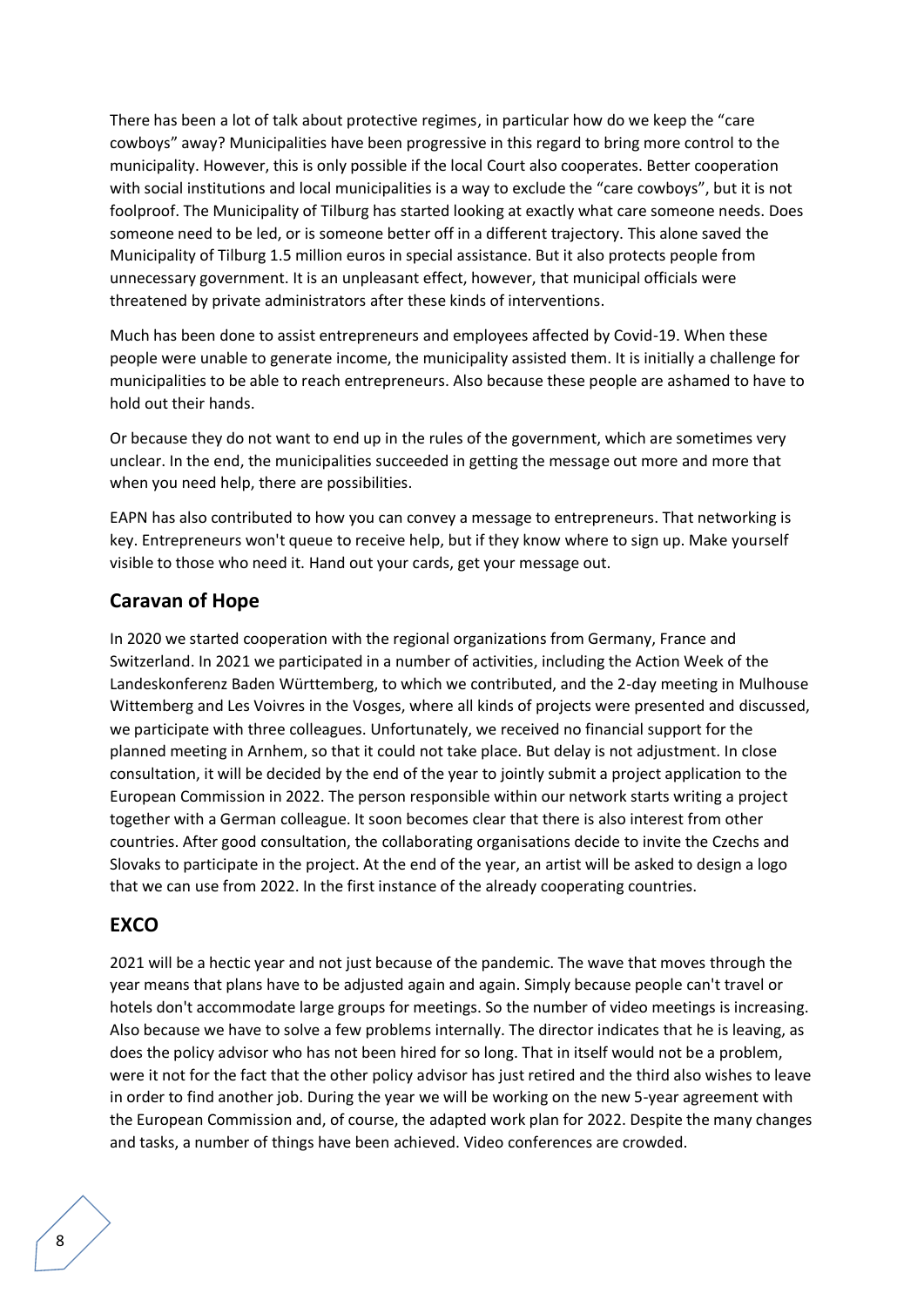There has been a lot of talk about protective regimes, in particular how do we keep the "care cowboys" away? Municipalities have been progressive in this regard to bring more control to the municipality. However, this is only possible if the local Court also cooperates. Better cooperation with social institutions and local municipalities is a way to exclude the "care cowboys", but it is not foolproof. The Municipality of Tilburg has started looking at exactly what care someone needs. Does someone need to be led, or is someone better off in a different trajectory. This alone saved the Municipality of Tilburg 1.5 million euros in special assistance. But it also protects people from unnecessary government. It is an unpleasant effect, however, that municipal officials were threatened by private administrators after these kinds of interventions.

Much has been done to assist entrepreneurs and employees affected by Covid-19. When these people were unable to generate income, the municipality assisted them. It is initially a challenge for municipalities to be able to reach entrepreneurs. Also because these people are ashamed to have to hold out their hands.

Or because they do not want to end up in the rules of the government, which are sometimes very unclear. In the end, the municipalities succeeded in getting the message out more and more that when you need help, there are possibilities.

EAPN has also contributed to how you can convey a message to entrepreneurs. That networking is key. Entrepreneurs won't queue to receive help, but if they know where to sign up. Make yourself visible to those who need it. Hand out your cards, get your message out.

## Caravan of Hope

In 2020 we started cooperation with the regional organizations from Germany, France and Switzerland. In 2021 we participated in a number of activities, including the Action Week of the Landeskonferenz Baden Württemberg, to which we contributed, and the 2-day meeting in Mulhouse Wittemberg and Les Voivres in the Vosges, where all kinds of projects were presented and discussed, we participate with three colleagues. Unfortunately, we received no financial support for the planned meeting in Arnhem, so that it could not take place. But delay is not adjustment. In close consultation, it will be decided by the end of the year to jointly submit a project application to the European Commission in 2022. The person responsible within our network starts writing a project together with a German colleague. It soon becomes clear that there is also interest from other countries. After good consultation, the collaborating organisations decide to invite the Czechs and Slovaks to participate in the project. At the end of the year, an artist will be asked to design a logo that we can use from 2022. In the first instance of the already cooperating countries.

## EXCO

2021 will be a hectic year and not just because of the pandemic. The wave that moves through the year means that plans have to be adjusted again and again. Simply because people can't travel or hotels don't accommodate large groups for meetings. So the number of video meetings is increasing. Also because we have to solve a few problems internally. The director indicates that he is leaving, as does the policy advisor who has not been hired for so long. That in itself would not be a problem, were it not for the fact that the other policy advisor has just retired and the third also wishes to leave in order to find another job. During the year we will be working on the new 5-year agreement with the European Commission and, of course, the adapted work plan for 2022. Despite the many changes and tasks, a number of things have been achieved. Video conferences are crowded.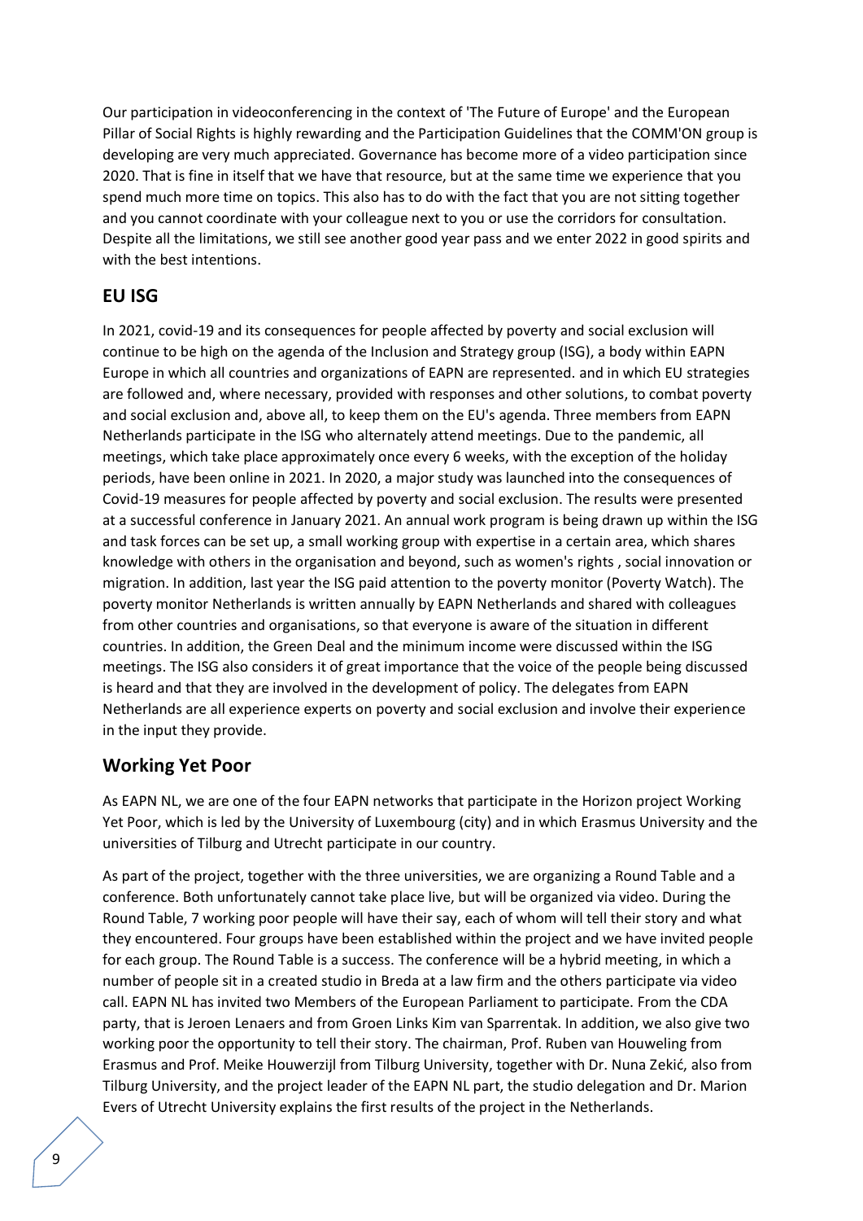Our participation in videoconferencing in the context of 'The Future of Europe' and the European Pillar of Social Rights is highly rewarding and the Participation Guidelines that the COMM'ON group is developing are very much appreciated. Governance has become more of a video participation since 2020. That is fine in itself that we have that resource, but at the same time we experience that you spend much more time on topics. This also has to do with the fact that you are not sitting together and you cannot coordinate with your colleague next to you or use the corridors for consultation. Despite all the limitations, we still see another good year pass and we enter 2022 in good spirits and with the best intentions.

## EU ISG

In 2021, covid-19 and its consequences for people affected by poverty and social exclusion will continue to be high on the agenda of the Inclusion and Strategy group (ISG), a body within EAPN Europe in which all countries and organizations of EAPN are represented. and in which EU strategies are followed and, where necessary, provided with responses and other solutions, to combat poverty and social exclusion and, above all, to keep them on the EU's agenda. Three members from EAPN Netherlands participate in the ISG who alternately attend meetings. Due to the pandemic, all meetings, which take place approximately once every 6 weeks, with the exception of the holiday periods, have been online in 2021. In 2020, a major study was launched into the consequences of Covid-19 measures for people affected by poverty and social exclusion. The results were presented at a successful conference in January 2021. An annual work program is being drawn up within the ISG and task forces can be set up, a small working group with expertise in a certain area, which shares knowledge with others in the organisation and beyond, such as women's rights , social innovation or migration. In addition, last year the ISG paid attention to the poverty monitor (Poverty Watch). The poverty monitor Netherlands is written annually by EAPN Netherlands and shared with colleagues from other countries and organisations, so that everyone is aware of the situation in different countries. In addition, the Green Deal and the minimum income were discussed within the ISG meetings. The ISG also considers it of great importance that the voice of the people being discussed is heard and that they are involved in the development of policy. The delegates from EAPN Netherlands are all experience experts on poverty and social exclusion and involve their experience in the input they provide.

## Working Yet Poor

As EAPN NL, we are one of the four EAPN networks that participate in the Horizon project Working Yet Poor, which is led by the University of Luxembourg (city) and in which Erasmus University and the universities of Tilburg and Utrecht participate in our country.

As part of the project, together with the three universities, we are organizing a Round Table and a conference. Both unfortunately cannot take place live, but will be organized via video. During the Round Table, 7 working poor people will have their say, each of whom will tell their story and what they encountered. Four groups have been established within the project and we have invited people for each group. The Round Table is a success. The conference will be a hybrid meeting, in which a number of people sit in a created studio in Breda at a law firm and the others participate via video call. EAPN NL has invited two Members of the European Parliament to participate. From the CDA party, that is Jeroen Lenaers and from Groen Links Kim van Sparrentak. In addition, we also give two working poor the opportunity to tell their story. The chairman, Prof. Ruben van Houweling from Erasmus and Prof. Meike Houwerzijl from Tilburg University, together with Dr. Nuna Zekić, also from Tilburg University, and the project leader of the EAPN NL part, the studio delegation and Dr. Marion Evers of Utrecht University explains the first results of the project in the Netherlands.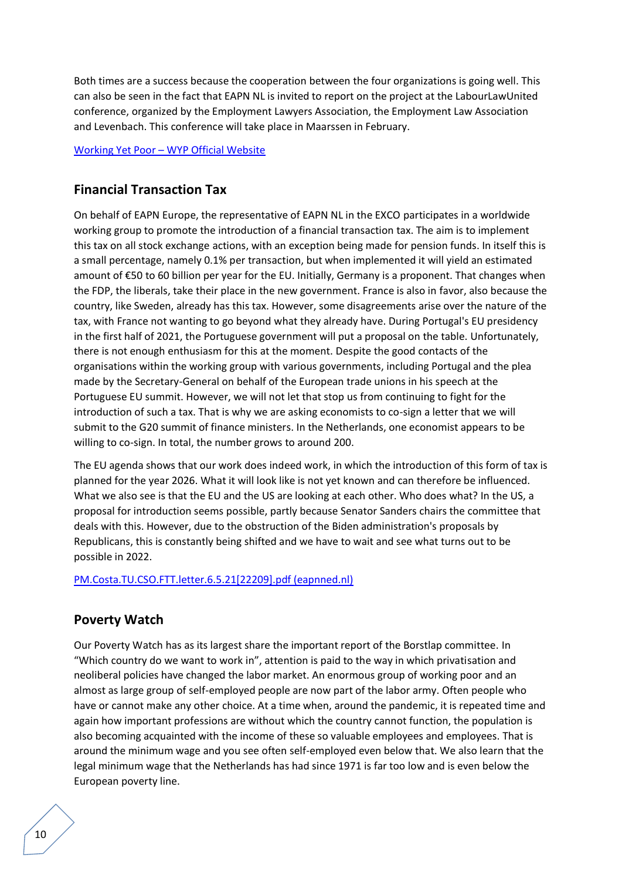Both times are a success because the cooperation between the four organizations is going well. This can also be seen in the fact that EAPN NL is invited to report on the project at the LabourLawUnited conference, organized by the Employment Lawyers Association, the Employment Law Association and Levenbach. This conference will take place in Maarssen in February.

[Working Yet Poor – WYP Official Website]

## Financial Transaction Tax

On behalf of EAPN Europe, the representative of EAPN NL in the EXCO participates in a worldwide working group to promote the introduction of a financial transaction tax. The aim is to implement this tax on all stock exchange actions, with an exception being made for pension funds. In itself this is a small percentage, namely 0.1% per transaction, but when implemented it will yield an estimated amount of €50 to 60 billion per year for the EU. Initially, Germany is a proponent. That changes when the FDP, the liberals, take their place in the new government. France is also in favor, also because the country, like Sweden, already has this tax. However, some disagreements arise over the nature of the tax, with France not wanting to go beyond what they already have. During Portugal's EU presidency in the first half of 2021, the Portuguese government will put a proposal on the table. Unfortunately, there is not enough enthusiasm for this at the moment. Despite the good contacts of the organisations within the working group with various governments, including Portugal and the plea made by the Secretary-General on behalf of the European trade unions in his speech at the Portuguese EU summit. However, we will not let that stop us from continuing to fight for the introduction of such a tax. That is why we are asking economists to co-sign a letter that we will submit to the G20 summit of finance ministers. In the Netherlands, one economist appears to be willing to co-sign. In total, the number grows to around 200.

The EU agenda shows that our work does indeed work, in which the introduction of this form of tax is planned for the year 2026. What it will look like is not yet known and can therefore be influenced. What we also see is that the EU and the US are looking at each other. Who does what? In the US, a proposal for introduction seems possible, partly because Senator Sanders chairs the committee that deals with this. However, due to the obstruction of the Biden administration's proposals by Republicans, this is constantly being shifted and we have to wait and see what turns out to be possible in 2022.

[PM.Costa.TU.CSO.FTT.letter.6.5.21[22209].pdf (eapnned.nl)]

## Poverty Watch

Our Poverty Watch has as its largest share the important report of the Borstlap committee. In "Which country do we want to work in", attention is paid to the way in which privatisation and neoliberal policies have changed the labor market. An enormous group of working poor and an almost as large group of self-employed people are now part of the labor army. Often people who have or cannot make any other choice. At a time when, around the pandemic, it is repeated time and again how important professions are without which the country cannot function, the population is also becoming acquainted with the income of these so valuable employees and employees. That is around the minimum wage and you see often self-employed even below that. We also learn that the legal minimum wage that the Netherlands has had since 1971 is far too low and is even below the European poverty line.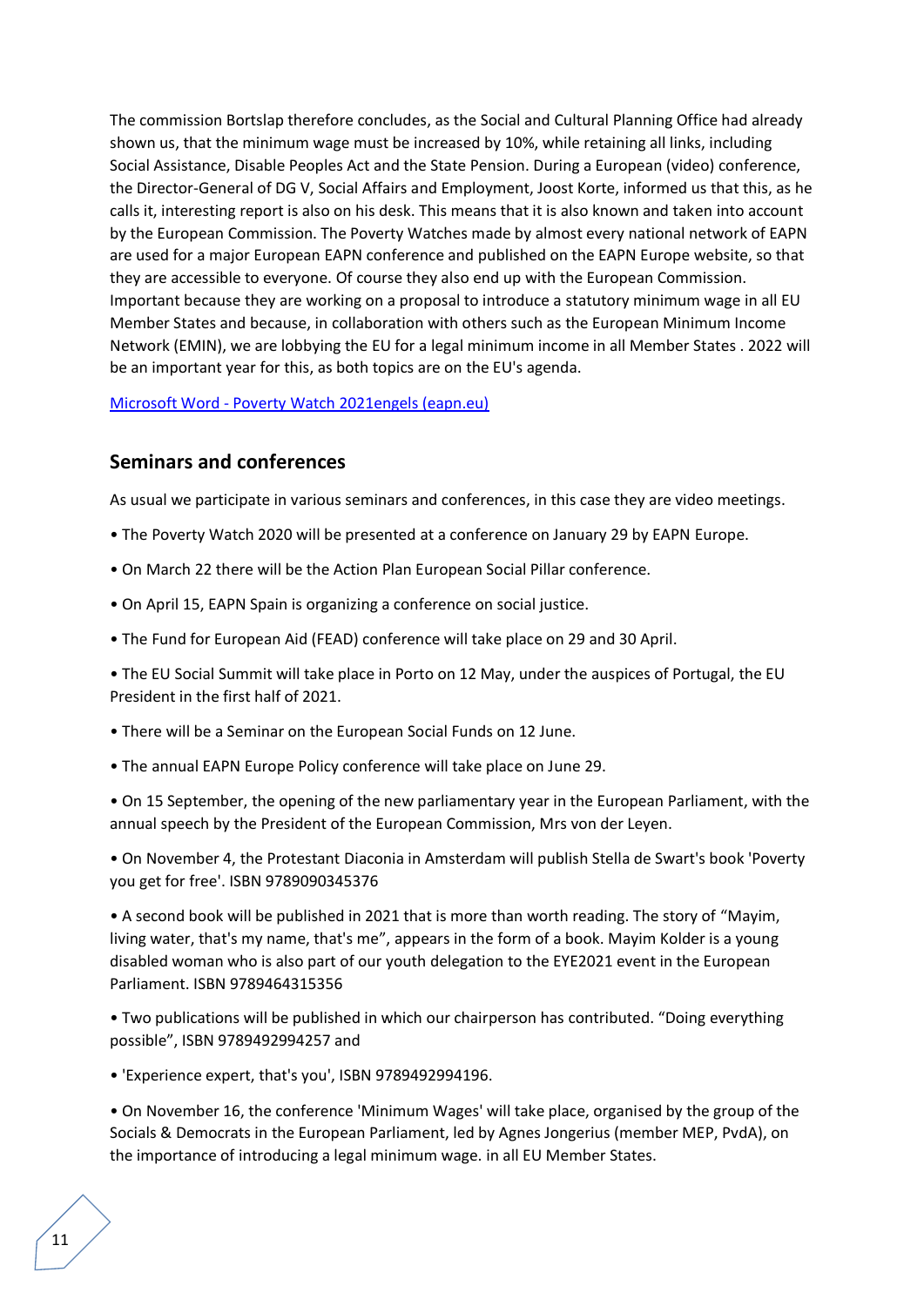The commission Bortslap therefore concludes, as the Social and Cultural Planning Office had already shown us, that the minimum wage must be increased by 10%, while retaining all links, including Social Assistance, Disable Peoples Act and the State Pension. During a European (video) conference, the Director-General of DG V, Social Affairs and Employment, Joost Korte, informed us that this, as he calls it, interesting report is also on his desk. This means that it is also known and taken into account by the European Commission. The Poverty Watches made by almost every national network of EAPN are used for a major European EAPN conference and published on the EAPN Europe website, so that they are accessible to everyone. Of course they also end up with the European Commission. Important because they are working on a proposal to introduce a statutory minimum wage in all EU Member States and because, in collaboration with others such as the European Minimum Income Network (EMIN), we are lobbying the EU for a legal minimum income in all Member States . 2022 will be an important year for this, as both topics are on the EU's agenda.

[Microsoft Word - Poverty Watch 2021engels (eapn.eu)]

## Seminars and conferences

As usual we participate in various seminars and conferences, in this case they are video meetings.

- The Poverty Watch 2020 will be presented at a conference on January 29 by EAPN Europe.
- On March 22 there will be the Action Plan European Social Pillar conference.
- On April 15, EAPN Spain is organizing a conference on social justice.
- The Fund for European Aid (FEAD) conference will take place on 29 and 30 April.
- The EU Social Summit will take place in Porto on 12 May, under the auspices of Portugal, the EU President in the first half of 2021.
- There will be a Seminar on the European Social Funds on 12 June.
- The annual EAPN Europe Policy conference will take place on June 29.
- On 15 September, the opening of the new parliamentary year in the European Parliament, with the annual speech by the President of the European Commission, Mrs von der Leyen.
- On November 4, the Protestant Diaconia in Amsterdam will publish Stella de Swart's book 'Poverty you get for free'. ISBN 9789090345376
- A second book will be published in 2021 that is more than worth reading. The story of "Mayim, living water, that's my name, that's me", appears in the form of a book. Mayim Kolder is a young disabled woman who is also part of our youth delegation to the EYE2021 event in the European Parliament. ISBN 9789464315356
- Two publications will be published in which our chairperson has contributed. "Doing everything possible", ISBN 9789492994257 and
- 'Experience expert, that's you', ISBN 9789492994196.
- On November 16, the conference 'Minimum Wages' will take place, organised by the group of the Socials & Democrats in the European Parliament, led by Agnes Jongerius (member MEP, PvdA), on the importance of introducing a legal minimum wage. in all EU Member States.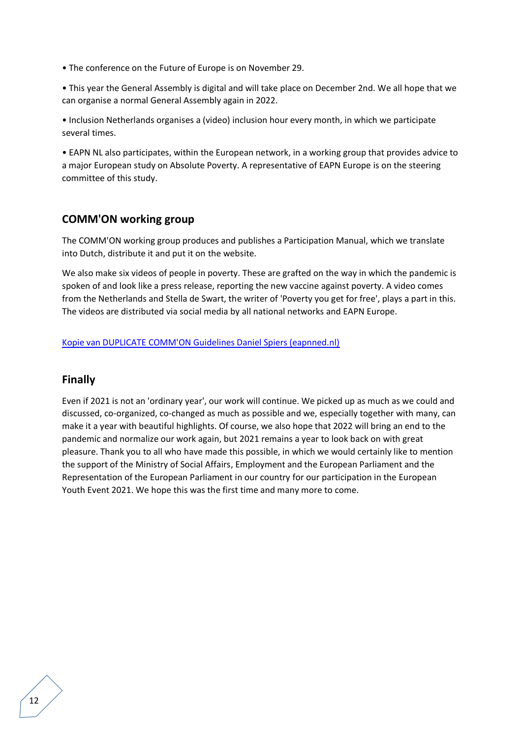- The conference on the Future of Europe is on November 29.
- This year the General Assembly is digital and will take place on December 2nd. We all hope that we can organise a normal General Assembly again in 2022.
- Inclusion Netherlands organises a (video) inclusion hour every month, in which we participate several times.
- EAPN NL also participates, within the European network, in a working group that provides advice to a major European study on Absolute Poverty. A representative of EAPN Europe is on the steering committee of this study.

## COMM'ON working group

The COMM'ON working group produces and publishes a Participation Manual, which we translate into Dutch, distribute it and put it on the website.

We also make six videos of people in poverty. These are grafted on the way in which the pandemic is spoken of and look like a press release, reporting the new vaccine against poverty. A video comes from the Netherlands and Stella de Swart, the writer of 'Poverty you get for free', plays a part in this. The videos are distributed via social media by all national networks and EAPN Europe.

Kopie van DUPLICATE COMM'ON Guidelines Daniel Spiers (eapnned.nl)

## Finally

Even if 2021 is not an 'ordinary year', our work will continue. We picked up as much as we could and discussed, co-organized, co-changed as much as possible and we, especially together with many, can make it a year with beautiful highlights. Of course, we also hope that 2022 will bring an end to the pandemic and normalize our work again, but 2021 remains a year to look back on with great pleasure. Thank you to all who have made this possible, in which we would certainly like to mention the support of the Ministry of Social Affairs, Employment and the European Parliament and the Representation of the European Parliament in our country for our participation in the European Youth Event 2021. We hope this was the first time and many more to come.